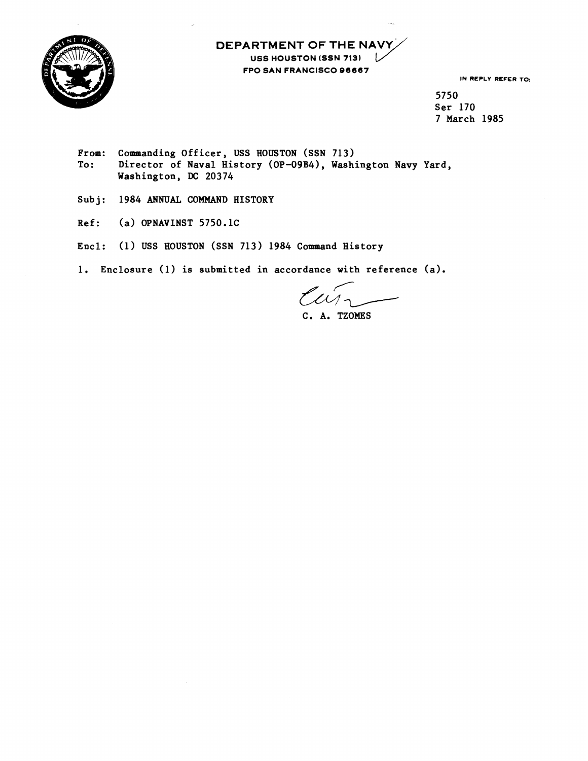**DEPARTMENT OF THE NAVY**
**USS HOUSTON (SSN 713)**
**FPO SAN FRANCISCO 96667**

IN REPLY REFER TO:

5750
Ser 170
7 March 1985

From: Commanding Officer, USS HOUSTON (SSN 713)
To: Director of Naval History (OP-09B4), Washington Navy Yard, Washington, DC 20374

Subj: 1984 ANNUAL COMMAND HISTORY

Ref: (a) OPNAVINST 5750.1C

Encl: (1) USS HOUSTON (SSN 713) 1984 Command History

1. Enclosure (1) is submitted in accordance with reference (a).

C. A. TZOMES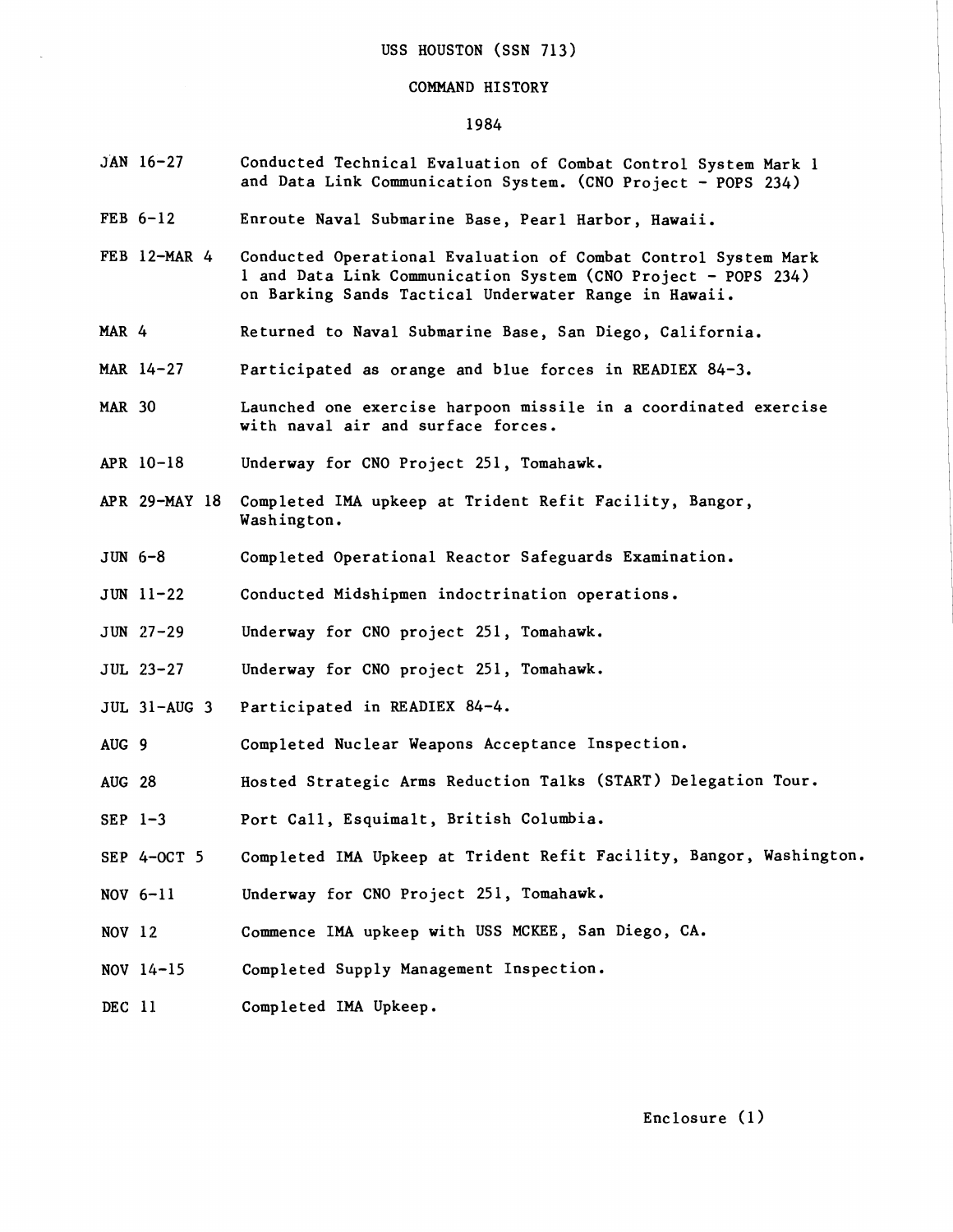USS HOUSTON (SSN 713)

COMMAND HISTORY

1984

| | |
|---|---|
| JAN 16-27 | Conducted Technical Evaluation of Combat Control System Mark 1 and Data Link Communication System. (CNO Project - POPS 234) |
| FEB 6-12 | Enroute Naval Submarine Base, Pearl Harbor, Hawaii. |
| FEB 12-MAR 4 | Conducted Operational Evaluation of Combat Control System Mark 1 and Data Link Communication System (CNO Project - POPS 234) on Barking Sands Tactical Underwater Range in Hawaii. |
| MAR 4 | Returned to Naval Submarine Base, San Diego, California. |
| MAR 14-27 | Participated as orange and blue forces in READIEX 84-3. |
| MAR 30 | Launched one exercise harpoon missile in a coordinated exercise with naval air and surface forces. |
| APR 10-18 | Underway for CNO Project 251, Tomahawk. |
| APR 29-MAY 18 | Completed IMA upkeep at Trident Refit Facility, Bangor, Washington. |
| JUN 6-8 | Completed Operational Reactor Safeguards Examination. |
| JUN 11-22 | Conducted Midshipmen indoctrination operations. |
| JUN 27-29 | Underway for CNO project 251, Tomahawk. |
| JUL 23-27 | Underway for CNO project 251, Tomahawk. |
| JUL 31-AUG 3 | Participated in READIEX 84-4. |
| AUG 9 | Completed Nuclear Weapons Acceptance Inspection. |
| AUG 28 | Hosted Strategic Arms Reduction Talks (START) Delegation Tour. |
| SEP 1-3 | Port Call, Esquimalt, British Columbia. |
| SEP 4-OCT 5 | Completed IMA Upkeep at Trident Refit Facility, Bangor, Washington. |
| NOV 6-11 | Underway for CNO Project 251, Tomahawk. |
| NOV 12 | Commence IMA upkeep with USS MCKEE, San Diego, CA. |
| NOV 14-15 | Completed Supply Management Inspection. |
| DEC 11 | Completed IMA Upkeep. |

Enclosure (1)